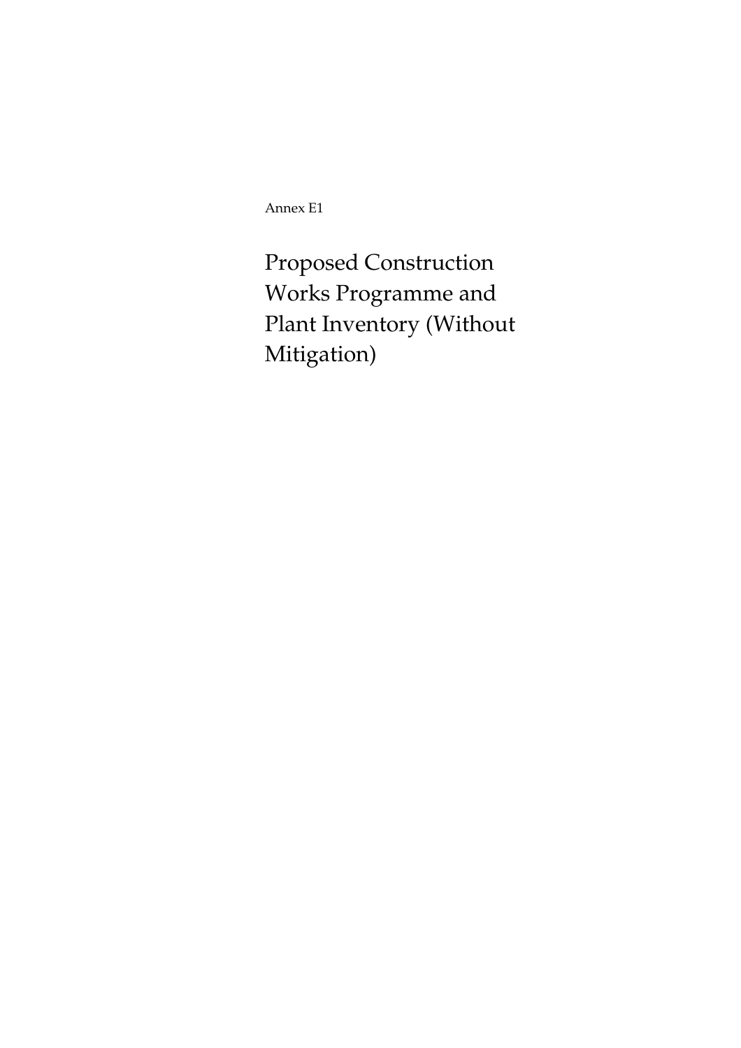Annex E1

# Proposed Construction Works Programme and Plant Inventory (Without Mitigation)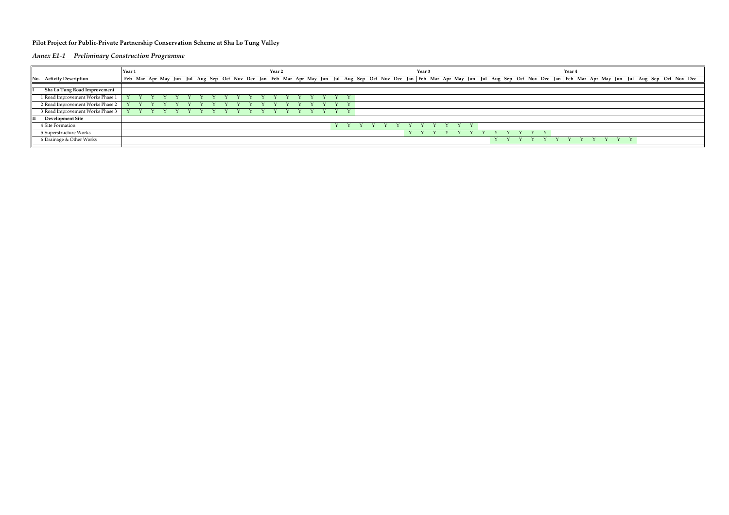**Pilot Project for Public-Private Partnership Conservation Scheme at Sha Lo Tung Valley**

***Annex E1-1 Preliminary Construction Programme***

| | Year 1 | | | | | | | | | | | | Year 2 | | | | | | | | | | | | Year 3 | | | | | | | | | | | | Year 4 | | | | | | | | | | |
|---|---|---|---|---|---|---|---|---|---|---|---|---|---|---|---|---|---|---|---|---|---|---|---|---|---|---|---|---|---|---|---|---|---|---|---|---|---|---|---|---|---|---|---|---|---|---|---|
| No. Activity Description | Feb | Mar | Apr | May | Jun | Jul | Aug | Sep | Oct | Nov | Dec | Jan | Feb | Mar | Apr | May | Jun | Jul | Aug | Sep | Oct | Nov | Dec | Jan | Feb | Mar | Apr | May | Jun | Jul | Aug | Sep | Oct | Nov | Dec | Jan | Feb | Mar | Apr | May | Jun | Jul | Aug | Sep | Oct | Nov | Dec |
| I Sha Lo Tung Road Improvement | | | | | | | | | | | | | | | | | | | | | | | | | | | | | | | | | | | | | | | | | | | | | | | |
| 1 Road Improvement Works Phase 1 | Y | Y | Y | Y | Y | Y | Y | Y | Y | Y | Y | Y | Y | Y | Y | Y | Y | Y | Y | | | | | | | | | | | | | | | | | | | | | | | | | | | | |
| 2 Road Improvement Works Phase 2 | Y | Y | Y | Y | Y | Y | Y | Y | Y | Y | Y | Y | Y | Y | Y | Y | Y | Y | Y | | | | | | | | | | | | | | | | | | | | | | | | | | | | |
| 3 Road Improvement Works Phase 3 | Y | Y | Y | Y | Y | Y | Y | Y | Y | Y | Y | Y | Y | Y | Y | Y | Y | Y | Y | | | | | | | | | | | | | | | | | | | | | | | | | | | | |
| II Development Site | | | | | | | | | | | | | | | | | | | | | | | | | | | | | | | | | | | | | | | | | | | | | | | |
| 4 Site Formation | | | | | | | | | | | | | | | | | | Y | Y | Y | Y | Y | Y | Y | Y | Y | Y | Y | Y | | | | | | | | | | | | | | | | | | |
| 5 Superstructure Works | | | | | | | | | | | | | | | | | | | | | | | | Y | Y | Y | Y | Y | Y | Y | Y | Y | Y | Y | Y | | | | | | | | | | | | |
| 6 Drainage & Other Works | | | | | | | | | | | | | | | | | | | | | | | | | | | | | | | Y | Y | Y | Y | Y | Y | Y | Y | Y | Y | Y | Y | | | | | |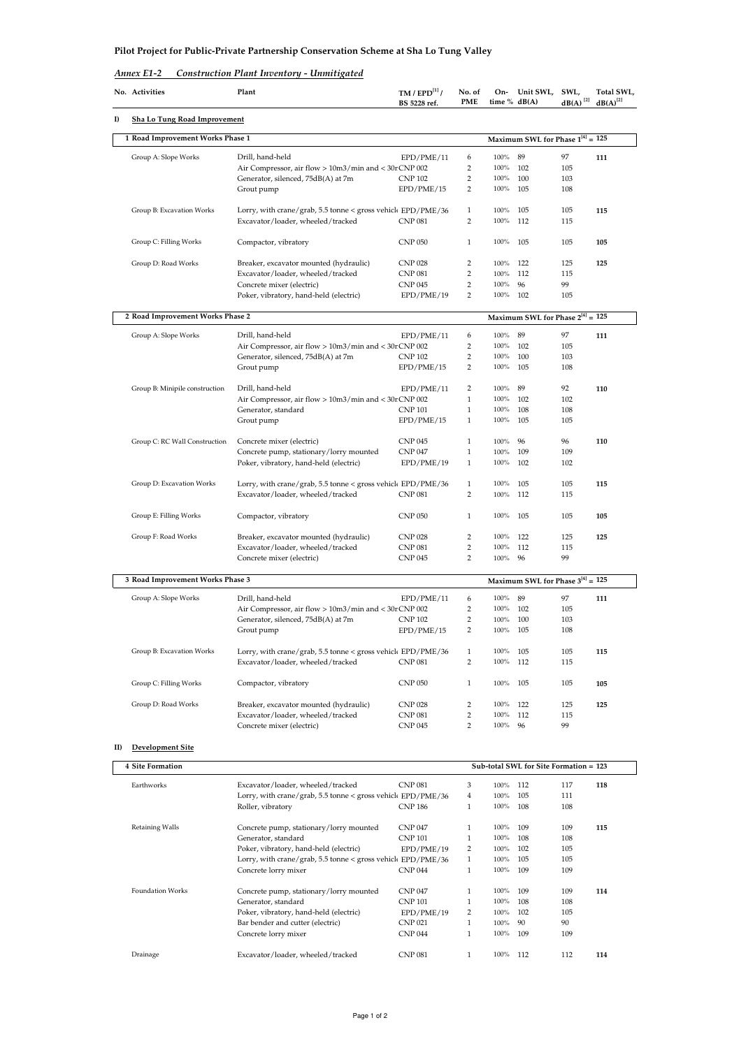**Pilot Project for Public-Private Partnership Conservation Scheme at Sha Lo Tung Valley**

*Annex E1-2 Construction Plant Inventory - Unmitigated*

| No. | Activities | Plant | TM / EPD[1] / BS 5228 ref. | No. of PME | On-time % | Unit SWL, dB(A) | SWL, dB(A)[2] | Total SWL, dB(A)[2] |
|---|---|---|---|---|---|---|---|---|
| **I)** | **Sha Lo Tung Road Improvement** | | | | | | | |
| **1** | **Road Improvement Works Phase 1** | | | | | **Maximum SWL for Phase 1[4] = 125** | | |
| | Group A: Slope Works | Drill, hand-held | EPD/PME/11 | 6 | 100% | 89 | 97 | **111** |
| | | Air Compressor, air flow > 10m3/min and < 30r | CNP 002 | 2 | 100% | 102 | 105 | |
| | | Generator, silenced, 75dB(A) at 7m | CNP 102 | 2 | 100% | 100 | 103 | |
| | | Grout pump | EPD/PME/15 | 2 | 100% | 105 | 108 | |
| | Group B: Excavation Works | Lorry, with crane/grab, 5.5 tonne < gross vehicl | EPD/PME/36 | 1 | 100% | 105 | 105 | **115** |
| | | Excavator/loader, wheeled/tracked | CNP 081 | 2 | 100% | 112 | 115 | |
| | Group C: Filling Works | Compactor, vibratory | CNP 050 | 1 | 100% | 105 | 105 | **105** |
| | Group D: Road Works | Breaker, excavator mounted (hydraulic) | CNP 028 | 2 | 100% | 122 | 125 | **125** |
| | | Excavator/loader, wheeled/tracked | CNP 081 | 2 | 100% | 112 | 115 | |
| | | Concrete mixer (electric) | CNP 045 | 2 | 100% | 96 | 99 | |
| | | Poker, vibratory, hand-held (electric) | EPD/PME/19 | 2 | 100% | 102 | 105 | |
| **2** | **Road Improvement Works Phase 2** | | | | | **Maximum SWL for Phase 2[4] = 125** | | |
| | Group A: Slope Works | Drill, hand-held | EPD/PME/11 | 6 | 100% | 89 | 97 | **111** |
| | | Air Compressor, air flow > 10m3/min and < 30r | CNP 002 | 2 | 100% | 102 | 105 | |
| | | Generator, silenced, 75dB(A) at 7m | CNP 102 | 2 | 100% | 100 | 103 | |
| | | Grout pump | EPD/PME/15 | 2 | 100% | 105 | 108 | |
| | Group B: Minipile construction | Drill, hand-held | EPD/PME/11 | 2 | 100% | 89 | 92 | **110** |
| | | Air Compressor, air flow > 10m3/min and < 30r | CNP 002 | 1 | 100% | 102 | 102 | |
| | | Generator, standard | CNP 101 | 1 | 100% | 108 | 108 | |
| | | Grout pump | EPD/PME/15 | 1 | 100% | 105 | 105 | |
| | Group C: RC Wall Construction | Concrete mixer (electric) | CNP 045 | 1 | 100% | 96 | 96 | **110** |
| | | Concrete pump, stationary/lorry mounted | CNP 047 | 1 | 100% | 109 | 109 | |
| | | Poker, vibratory, hand-held (electric) | EPD/PME/19 | 1 | 100% | 102 | 102 | |
| | Group D: Excavation Works | Lorry, with crane/grab, 5.5 tonne < gross vehicl | EPD/PME/36 | 1 | 100% | 105 | 105 | **115** |
| | | Excavator/loader, wheeled/tracked | CNP 081 | 2 | 100% | 112 | 115 | |
| | Group E: Filling Works | Compactor, vibratory | CNP 050 | 1 | 100% | 105 | 105 | **105** |
| | Group F: Road Works | Breaker, excavator mounted (hydraulic) | CNP 028 | 2 | 100% | 122 | 125 | **125** |
| | | Excavator/loader, wheeled/tracked | CNP 081 | 2 | 100% | 112 | 115 | |
| | | Concrete mixer (electric) | CNP 045 | 2 | 100% | 96 | 99 | |
| **3** | **Road Improvement Works Phase 3** | | | | | **Maximum SWL for Phase 3[4] = 125** | | |
| | Group A: Slope Works | Drill, hand-held | EPD/PME/11 | 6 | 100% | 89 | 97 | **111** |
| | | Air Compressor, air flow > 10m3/min and < 30r | CNP 002 | 2 | 100% | 102 | 105 | |
| | | Generator, silenced, 75dB(A) at 7m | CNP 102 | 2 | 100% | 100 | 103 | |
| | | Grout pump | EPD/PME/15 | 2 | 100% | 105 | 108 | |
| | Group B: Excavation Works | Lorry, with crane/grab, 5.5 tonne < gross vehicl | EPD/PME/36 | 1 | 100% | 105 | 105 | **115** |
| | | Excavator/loader, wheeled/tracked | CNP 081 | 2 | 100% | 112 | 115 | |
| | Group C: Filling Works | Compactor, vibratory | CNP 050 | 1 | 100% | 105 | 105 | **105** |
| | Group D: Road Works | Breaker, excavator mounted (hydraulic) | CNP 028 | 2 | 100% | 122 | 125 | **125** |
| | | Excavator/loader, wheeled/tracked | CNP 081 | 2 | 100% | 112 | 115 | |
| | | Concrete mixer (electric) | CNP 045 | 2 | 100% | 96 | 99 | |
| **II)** | **Development Site** | | | | | | | |
| **4** | **Site Formation** | | | | | **Sub-total SWL for Site Formation = 123** | | |
| | Earthworks | Excavator/loader, wheeled/tracked | CNP 081 | 3 | 100% | 112 | 117 | **118** |
| | | Lorry, with crane/grab, 5.5 tonne < gross vehicl | EPD/PME/36 | 4 | 100% | 105 | 111 | |
| | | Roller, vibratory | CNP 186 | 1 | 100% | 108 | 108 | |
| | Retaining Walls | Concrete pump, stationary/lorry mounted | CNP 047 | 1 | 100% | 109 | 109 | **115** |
| | | Generator, standard | CNP 101 | 1 | 100% | 108 | 108 | |
| | | Poker, vibratory, hand-held (electric) | EPD/PME/19 | 2 | 100% | 102 | 105 | |
| | | Lorry, with crane/grab, 5.5 tonne < gross vehicl | EPD/PME/36 | 1 | 100% | 105 | 105 | |
| | | Concrete lorry mixer | CNP 044 | 1 | 100% | 109 | 109 | |
| | Foundation Works | Concrete pump, stationary/lorry mounted | CNP 047 | 1 | 100% | 109 | 109 | **114** |
| | | Generator, standard | CNP 101 | 1 | 100% | 108 | 108 | |
| | | Poker, vibratory, hand-held (electric) | EPD/PME/19 | 2 | 100% | 102 | 105 | |
| | | Bar bender and cutter (electric) | CNP 021 | 1 | 100% | 90 | 90 | |
| | | Concrete lorry mixer | CNP 044 | 1 | 100% | 109 | 109 | |
| | Drainage | Excavator/loader, wheeled/tracked | CNP 081 | 1 | 100% | 112 | 112 | **114** |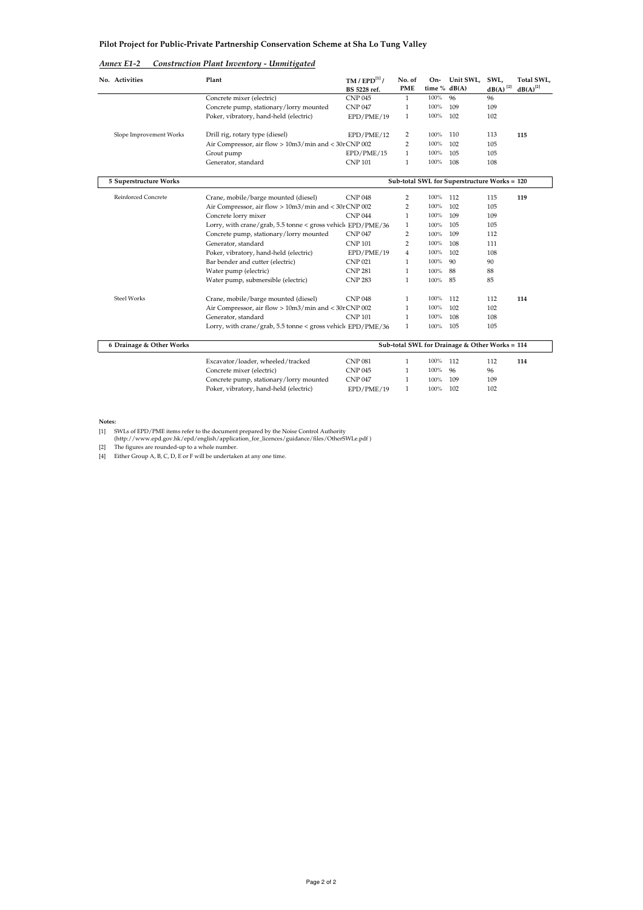**Pilot Project for Public-Private Partnership Conservation Scheme at Sha Lo Tung Valley**

***Annex E1-2 Construction Plant Inventory - Unmitigated***

| No. | Activities | Plant | TM / EPD[1] / BS 5228 ref. | No. of PME | On-time % | Unit SWL, dB(A) | SWL, dB(A) [2] | Total SWL, dB(A)[2] |
|---|---|---|---|---|---|---|---|---|
| | | Concrete mixer (electric) | CNP 045 | 1 | 100% | 96 | 96 | |
| | | Concrete pump, stationary/lorry mounted | CNP 047 | 1 | 100% | 109 | 109 | |
| | | Poker, vibratory, hand-held (electric) | EPD/PME/19 | 1 | 100% | 102 | 102 | |
| | Slope Improvement Works | Drill rig, rotary type (diesel) | EPD/PME/12 | 2 | 100% | 110 | 113 | 115 |
| | | Air Compressor, air flow > 10m3/min and < 30r | CNP 002 | 2 | 100% | 102 | 105 | |
| | | Grout pump | EPD/PME/15 | 1 | 100% | 105 | 105 | |
| | | Generator, standard | CNP 101 | 1 | 100% | 108 | 108 | |
| **5** | **Superstructure Works** | | | **Sub-total SWL for Superstructure Works = 120** | | | | |
| | Reinforced Concrete | Crane, mobile/barge mounted (diesel) | CNP 048 | 2 | 100% | 112 | 115 | 119 |
| | | Air Compressor, air flow > 10m3/min and < 30r | CNP 002 | 2 | 100% | 102 | 105 | |
| | | Concrete lorry mixer | CNP 044 | 1 | 100% | 109 | 109 | |
| | | Lorry, with crane/grab, 5.5 tonne < gross vehicl | EPD/PME/36 | 1 | 100% | 105 | 105 | |
| | | Concrete pump, stationary/lorry mounted | CNP 047 | 2 | 100% | 109 | 112 | |
| | | Generator, standard | CNP 101 | 2 | 100% | 108 | 111 | |
| | | Poker, vibratory, hand-held (electric) | EPD/PME/19 | 4 | 100% | 102 | 108 | |
| | | Bar bender and cutter (electric) | CNP 021 | 1 | 100% | 90 | 90 | |
| | | Water pump (electric) | CNP 281 | 1 | 100% | 88 | 88 | |
| | | Water pump, submersible (electric) | CNP 283 | 1 | 100% | 85 | 85 | |
| | Steel Works | Crane, mobile/barge mounted (diesel) | CNP 048 | 1 | 100% | 112 | 112 | 114 |
| | | Air Compressor, air flow > 10m3/min and < 30r | CNP 002 | 1 | 100% | 102 | 102 | |
| | | Generator, standard | CNP 101 | 1 | 100% | 108 | 108 | |
| | | Lorry, with crane/grab, 5.5 tonne < gross vehicl | EPD/PME/36 | 1 | 100% | 105 | 105 | |
| **6** | **Drainage & Other Works** | | | **Sub-total SWL for Drainage & Other Works = 114** | | | | |
| | | Excavator/loader, wheeled/tracked | CNP 081 | 1 | 100% | 112 | 112 | 114 |
| | | Concrete mixer (electric) | CNP 045 | 1 | 100% | 96 | 96 | |
| | | Concrete pump, stationary/lorry mounted | CNP 047 | 1 | 100% | 109 | 109 | |
| | | Poker, vibratory, hand-held (electric) | EPD/PME/19 | 1 | 100% | 102 | 102 | |

**Notes:**

[1] SWLs of EPD/PME items refer to the document prepared by the Noise Control Authority (http://www.epd.gov.hk/epd/english/application_for_licences/guidance/files/OtherSWLe.pdf )

[2] The figures are rounded-up to a whole number.

[4] Either Group A, B, C, D, E or F will be undertaken at any one time.